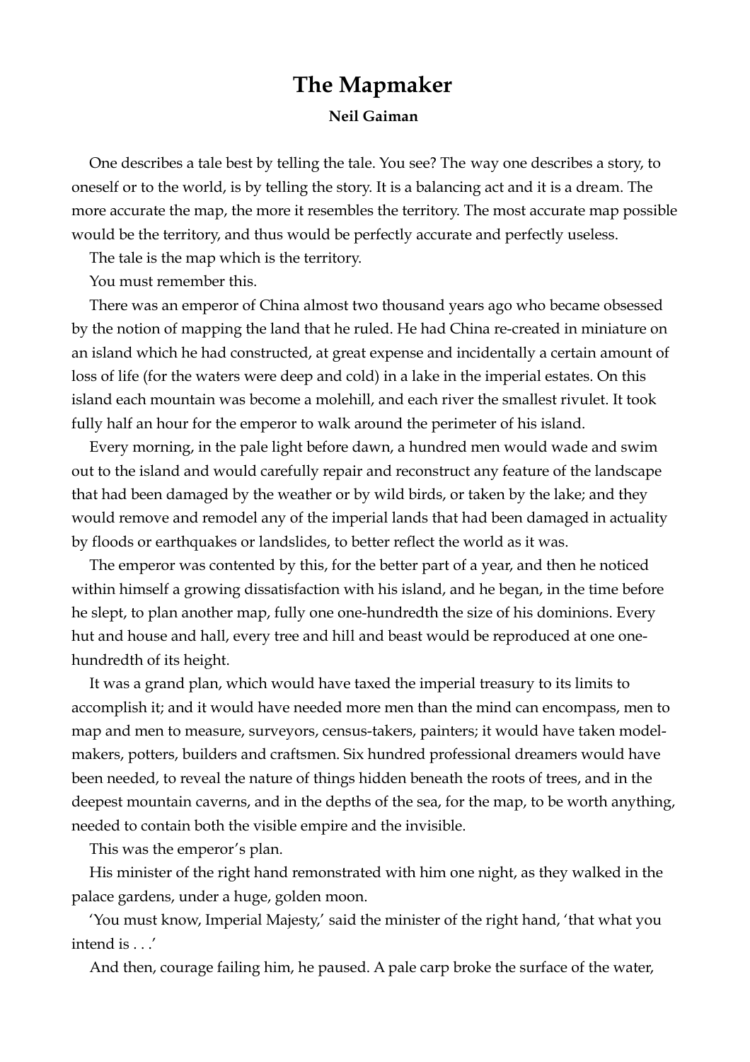# The Mapmaker

**Neil Gaiman**

One describes a tale best by telling the tale. You see? The way one describes a story, to oneself or to the world, is by telling the story. It is a balancing act and it is a dream. The more accurate the map, the more it resembles the territory. The most accurate map possible would be the territory, and thus would be perfectly accurate and perfectly useless.

The tale is the map which is the territory.

You must remember this.

There was an emperor of China almost two thousand years ago who became obsessed by the notion of mapping the land that he ruled. He had China re-created in miniature on an island which he had constructed, at great expense and incidentally a certain amount of loss of life (for the waters were deep and cold) in a lake in the imperial estates. On this island each mountain was become a molehill, and each river the smallest rivulet. It took fully half an hour for the emperor to walk around the perimeter of his island.

Every morning, in the pale light before dawn, a hundred men would wade and swim out to the island and would carefully repair and reconstruct any feature of the landscape that had been damaged by the weather or by wild birds, or taken by the lake; and they would remove and remodel any of the imperial lands that had been damaged in actuality by floods or earthquakes or landslides, to better reflect the world as it was.

The emperor was contented by this, for the better part of a year, and then he noticed within himself a growing dissatisfaction with his island, and he began, in the time before he slept, to plan another map, fully one one-hundredth the size of his dominions. Every hut and house and hall, every tree and hill and beast would be reproduced at one one-hundredth of its height.

It was a grand plan, which would have taxed the imperial treasury to its limits to accomplish it; and it would have needed more men than the mind can encompass, men to map and men to measure, surveyors, census-takers, painters; it would have taken model-makers, potters, builders and craftsmen. Six hundred professional dreamers would have been needed, to reveal the nature of things hidden beneath the roots of trees, and in the deepest mountain caverns, and in the depths of the sea, for the map, to be worth anything, needed to contain both the visible empire and the invisible.

This was the emperor's plan.

His minister of the right hand remonstrated with him one night, as they walked in the palace gardens, under a huge, golden moon.

'You must know, Imperial Majesty,' said the minister of the right hand, 'that what you intend is . . .'

And then, courage failing him, he paused. A pale carp broke the surface of the water,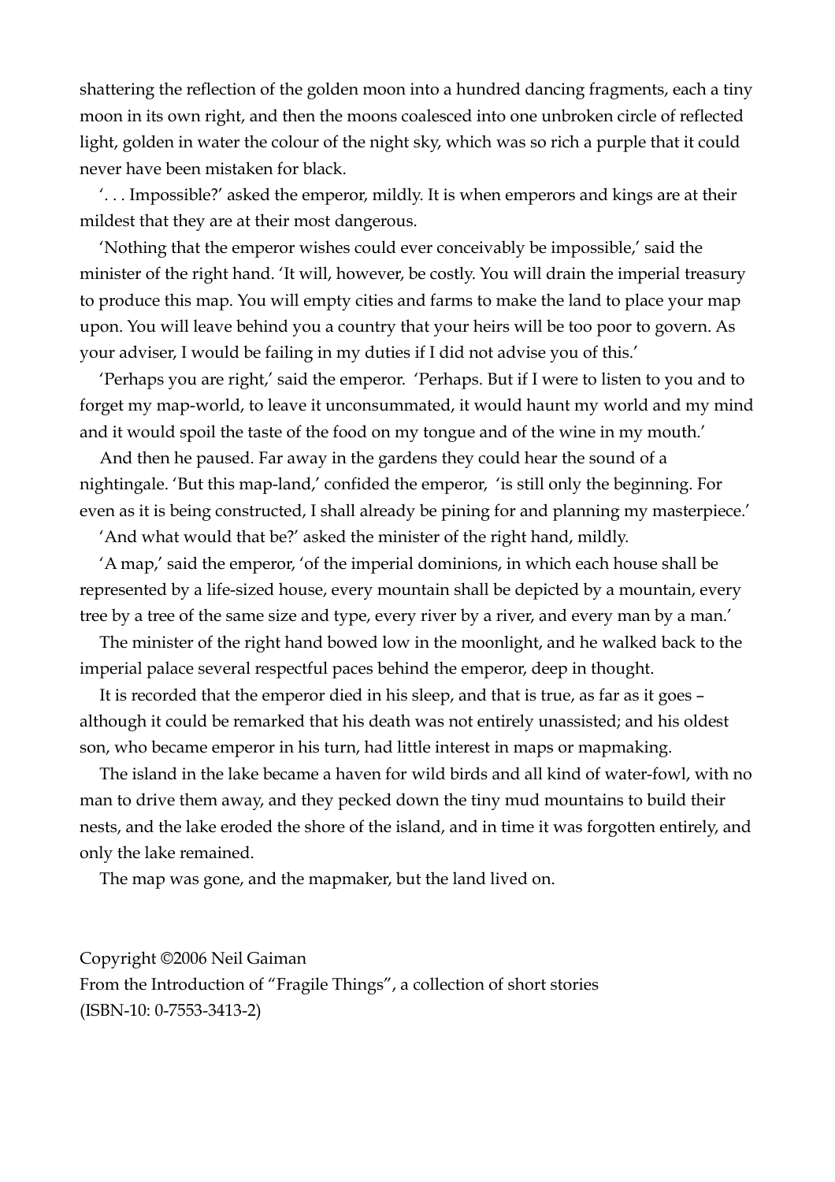shattering the reflection of the golden moon into a hundred dancing fragments, each a tiny moon in its own right, and then the moons coalesced into one unbroken circle of reflected light, golden in water the colour of the night sky, which was so rich a purple that it could never have been mistaken for black.

'. . . Impossible?' asked the emperor, mildly. It is when emperors and kings are at their mildest that they are at their most dangerous.

'Nothing that the emperor wishes could ever conceivably be impossible,' said the minister of the right hand. 'It will, however, be costly. You will drain the imperial treasury to produce this map. You will empty cities and farms to make the land to place your map upon. You will leave behind you a country that your heirs will be too poor to govern. As your adviser, I would be failing in my duties if I did not advise you of this.'

'Perhaps you are right,' said the emperor. 'Perhaps. But if I were to listen to you and to forget my map-world, to leave it unconsummated, it would haunt my world and my mind and it would spoil the taste of the food on my tongue and of the wine in my mouth.'

And then he paused. Far away in the gardens they could hear the sound of a nightingale. 'But this map-land,' confided the emperor, 'is still only the beginning. For even as it is being constructed, I shall already be pining for and planning my masterpiece.'

'And what would that be?' asked the minister of the right hand, mildly.

'A map,' said the emperor, 'of the imperial dominions, in which each house shall be represented by a life-sized house, every mountain shall be depicted by a mountain, every tree by a tree of the same size and type, every river by a river, and every man by a man.'

The minister of the right hand bowed low in the moonlight, and he walked back to the imperial palace several respectful paces behind the emperor, deep in thought.

It is recorded that the emperor died in his sleep, and that is true, as far as it goes – although it could be remarked that his death was not entirely unassisted; and his oldest son, who became emperor in his turn, had little interest in maps or mapmaking.

The island in the lake became a haven for wild birds and all kind of water-fowl, with no man to drive them away, and they pecked down the tiny mud mountains to build their nests, and the lake eroded the shore of the island, and in time it was forgotten entirely, and only the lake remained.

The map was gone, and the mapmaker, but the land lived on.

Copyright ©2006 Neil Gaiman
From the Introduction of "Fragile Things", a collection of short stories
(ISBN-10: 0-7553-3413-2)